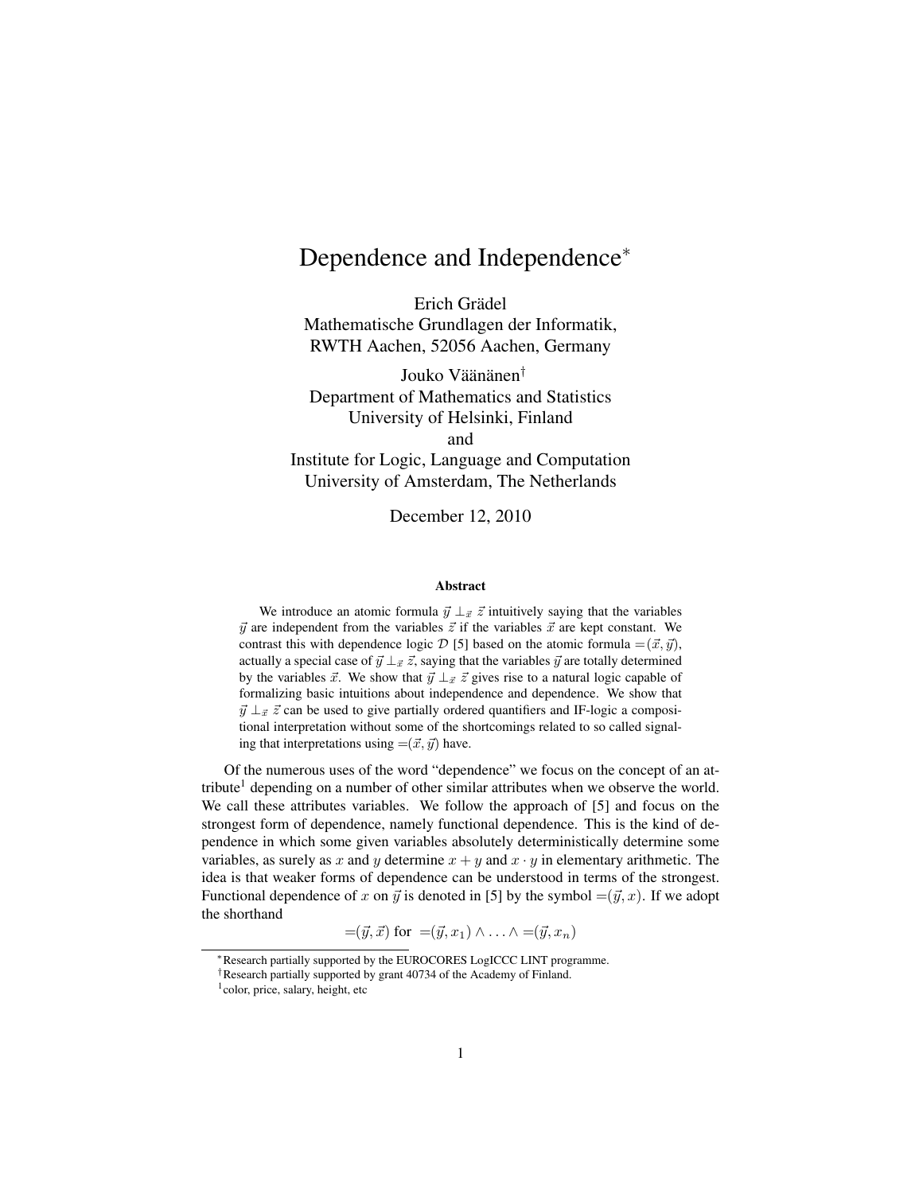# Dependence and Independence*

Erich Grädel
Mathematische Grundlagen der Informatik,
RWTH Aachen, 52056 Aachen, Germany

Jouko Väänänen†
Department of Mathematics and Statistics
University of Helsinki, Finland
and
Institute for Logic, Language and Computation
University of Amsterdam, The Netherlands

December 12, 2010

### Abstract

We introduce an atomic formula $\vec{y} \perp_{\vec{x}} \vec{z}$ intuitively saying that the variables $\vec{y}$ are independent from the variables $\vec{z}$ if the variables $\vec{x}$ are kept constant. We contrast this with dependence logic $\mathcal{D}$ [5] based on the atomic formula $=\!(\vec{x}, \vec{y})$, actually a special case of $\vec{y} \perp_{\vec{x}} \vec{z}$, saying that the variables $\vec{y}$ are totally determined by the variables $\vec{x}$. We show that $\vec{y} \perp_{\vec{x}} \vec{z}$ gives rise to a natural logic capable of formalizing basic intuitions about independence and dependence. We show that $\vec{y} \perp_{\vec{x}} \vec{z}$ can be used to give partially ordered quantifiers and IF-logic a compositional interpretation without some of the shortcomings related to so called signaling that interpretations using $=\!(\vec{x}, \vec{y})$ have.

Of the numerous uses of the word "dependence" we focus on the concept of an attribute[1] depending on a number of other similar attributes when we observe the world. We call these attributes variables. We follow the approach of [5] and focus on the strongest form of dependence, namely functional dependence. This is the kind of dependence in which some given variables absolutely deterministically determine some variables, as surely as $x$ and $y$ determine $x + y$ and $x \cdot y$ in elementary arithmetic. The idea is that weaker forms of dependence can be understood in terms of the strongest. Functional dependence of $x$ on $\vec{y}$ is denoted in [5] by the symbol $=\!(\vec{y}, x)$. If we adopt the shorthand

$$=\!(\vec{y}, \vec{x}) \text{ for } =\!(\vec{y}, x_1) \wedge \ldots \wedge =\!(\vec{y}, x_n)$$

---

*Research partially supported by the EUROCORES LogICCC LINT programme.

†Research partially supported by grant 40734 of the Academy of Finland.

[1] color, price, salary, height, etc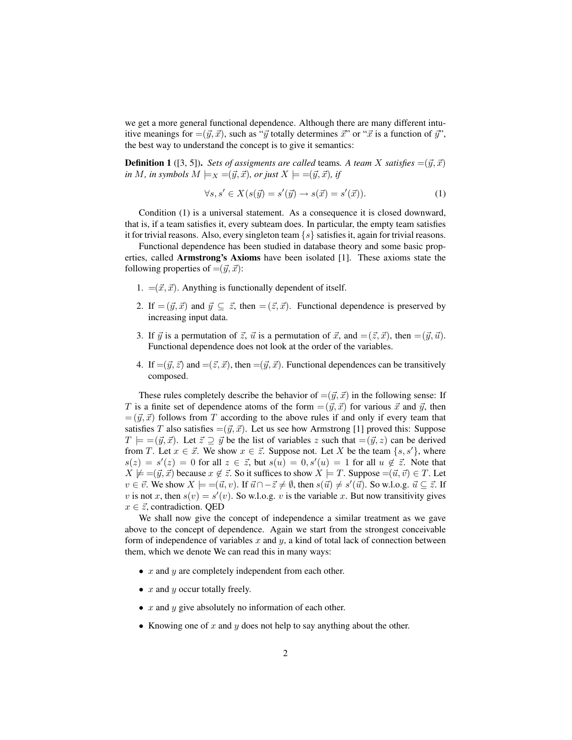we get a more general functional dependence. Although there are many different intuitive meanings for $=(\vec{y}, \vec{x})$, such as "$\vec{y}$ totally determines $\vec{x}$" or "$\vec{x}$ is a function of $\vec{y}$", the best way to understand the concept is to give it semantics:

**Definition 1** ([3, 5]). *Sets of assigments are called* teams. *A team $X$ satisfies $=(\vec{y}, \vec{x})$ in $M$, in symbols $M \models_X =(\vec{y}, \vec{x})$, or just $X \models =(\vec{y}, \vec{x})$, if*

$$\forall s, s' \in X(s(\vec{y}) = s'(\vec{y}) \to s(\vec{x}) = s'(\vec{x})). \tag{1}$$

Condition (1) is a universal statement. As a consequence it is closed downward, that is, if a team satisfies it, every subteam does. In particular, the empty team satisfies it for trivial reasons. Also, every singleton team $\{s\}$ satisfies it, again for trivial reasons.

Functional dependence has been studied in database theory and some basic properties, called **Armstrong's Axioms** have been isolated [1]. These axioms state the following properties of $=(\vec{y}, \vec{x})$:

1. $=(\vec{x}, \vec{x})$. Anything is functionally dependent of itself.
2. If $=(\vec{y}, \vec{x})$ and $\vec{y} \subseteq \vec{z}$, then $=(\vec{z}, \vec{x})$. Functional dependence is preserved by increasing input data.
3. If $\vec{y}$ is a permutation of $\vec{z}$, $\vec{u}$ is a permutation of $\vec{x}$, and $=(\vec{z}, \vec{x})$, then $=(\vec{y}, \vec{u})$. Functional dependence does not look at the order of the variables.
4. If $=(\vec{y}, \vec{z})$ and $=(\vec{z}, \vec{x})$, then $=(\vec{y}, \vec{x})$. Functional dependences can be transitively composed.

These rules completely describe the behavior of $=(\vec{y}, \vec{x})$ in the following sense: If $T$ is a finite set of dependence atoms of the form $=(\vec{y}, \vec{x})$ for various $\vec{x}$ and $\vec{y}$, then $=(\vec{y}, \vec{x})$ follows from $T$ according to the above rules if and only if every team that satisfies $T$ also satisfies $=(\vec{y}, \vec{x})$. Let us see how Armstrong [1] proved this: Suppose $T \models =(\vec{y}, \vec{x})$. Let $\vec{z} \supseteq \vec{y}$ be the list of variables $z$ such that $=(\vec{y}, z)$ can be derived from $T$. Let $x \in \vec{x}$. We show $x \in \vec{z}$. Suppose not. Let $X$ be the team $\{s, s'\}$, where $s(z) = s'(z) = 0$ for all $z \in \vec{z}$, but $s(u) = 0, s'(u) = 1$ for all $u \notin \vec{z}$. Note that $X \not\models =(\vec{y}, \vec{x})$ because $x \notin \vec{z}$. So it suffices to show $X \models T$. Suppose $=(\vec{u}, \vec{v}) \in T$. Let $v \in \vec{v}$. We show $X \models =(\vec{u}, v)$. If $\vec{u} \cap -\vec{z} \neq \emptyset$, then $s(\vec{u}) \neq s'(\vec{u})$. So w.l.o.g. $\vec{u} \subseteq \vec{z}$. If $v$ is not $x$, then $s(v) = s'(v)$. So w.l.o.g. $v$ is the variable $x$. But now transitivity gives $x \in \vec{z}$, contradiction. QED

We shall now give the concept of independence a similar treatment as we gave above to the concept of dependence. Again we start from the strongest conceivable form of independence of variables $x$ and $y$, a kind of total lack of connection between them, which we denote We can read this in many ways:

- $x$ and $y$ are completely independent from each other.
- $x$ and $y$ occur totally freely.
- $x$ and $y$ give absolutely no information of each other.
- Knowing one of $x$ and $y$ does not help to say anything about the other.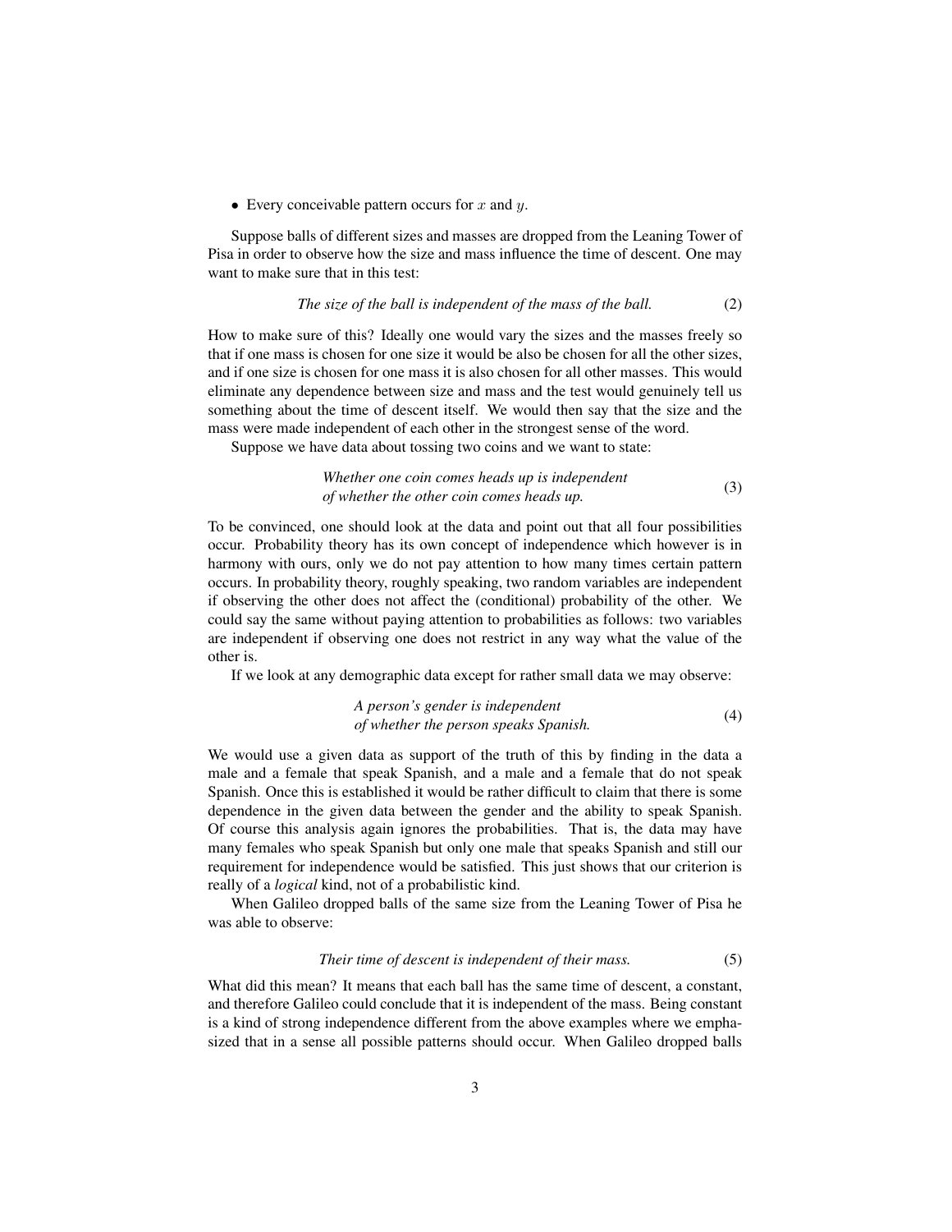- Every conceivable pattern occurs for $x$ and $y$.

Suppose balls of different sizes and masses are dropped from the Leaning Tower of Pisa in order to observe how the size and mass influence the time of descent. One may want to make sure that in this test:

$$\textit{The size of the ball is independent of the mass of the ball.} \tag{2}$$

How to make sure of this? Ideally one would vary the sizes and the masses freely so that if one mass is chosen for one size it would be also be chosen for all the other sizes, and if one size is chosen for one mass it is also chosen for all other masses. This would eliminate any dependence between size and mass and the test would genuinely tell us something about the time of descent itself. We would then say that the size and the mass were made independent of each other in the strongest sense of the word.

Suppose we have data about tossing two coins and we want to state:

$$\begin{array}{c}\textit{Whether one coin comes heads up is independent}\\ \textit{of whether the other coin comes heads up.}\end{array} \tag{3}$$

To be convinced, one should look at the data and point out that all four possibilities occur. Probability theory has its own concept of independence which however is in harmony with ours, only we do not pay attention to how many times certain pattern occurs. In probability theory, roughly speaking, two random variables are independent if observing the other does not affect the (conditional) probability of the other. We could say the same without paying attention to probabilities as follows: two variables are independent if observing one does not restrict in any way what the value of the other is.

If we look at any demographic data except for rather small data we may observe:

$$\begin{array}{c}\textit{A person's gender is independent}\\ \textit{of whether the person speaks Spanish.}\end{array} \tag{4}$$

We would use a given data as support of the truth of this by finding in the data a male and a female that speak Spanish, and a male and a female that do not speak Spanish. Once this is established it would be rather difficult to claim that there is some dependence in the given data between the gender and the ability to speak Spanish. Of course this analysis again ignores the probabilities. That is, the data may have many females who speak Spanish but only one male that speaks Spanish and still our requirement for independence would be satisfied. This just shows that our criterion is really of a *logical* kind, not of a probabilistic kind.

When Galileo dropped balls of the same size from the Leaning Tower of Pisa he was able to observe:

$$\textit{Their time of descent is independent of their mass.} \tag{5}$$

What did this mean? It means that each ball has the same time of descent, a constant, and therefore Galileo could conclude that it is independent of the mass. Being constant is a kind of strong independence different from the above examples where we emphasized that in a sense all possible patterns should occur. When Galileo dropped balls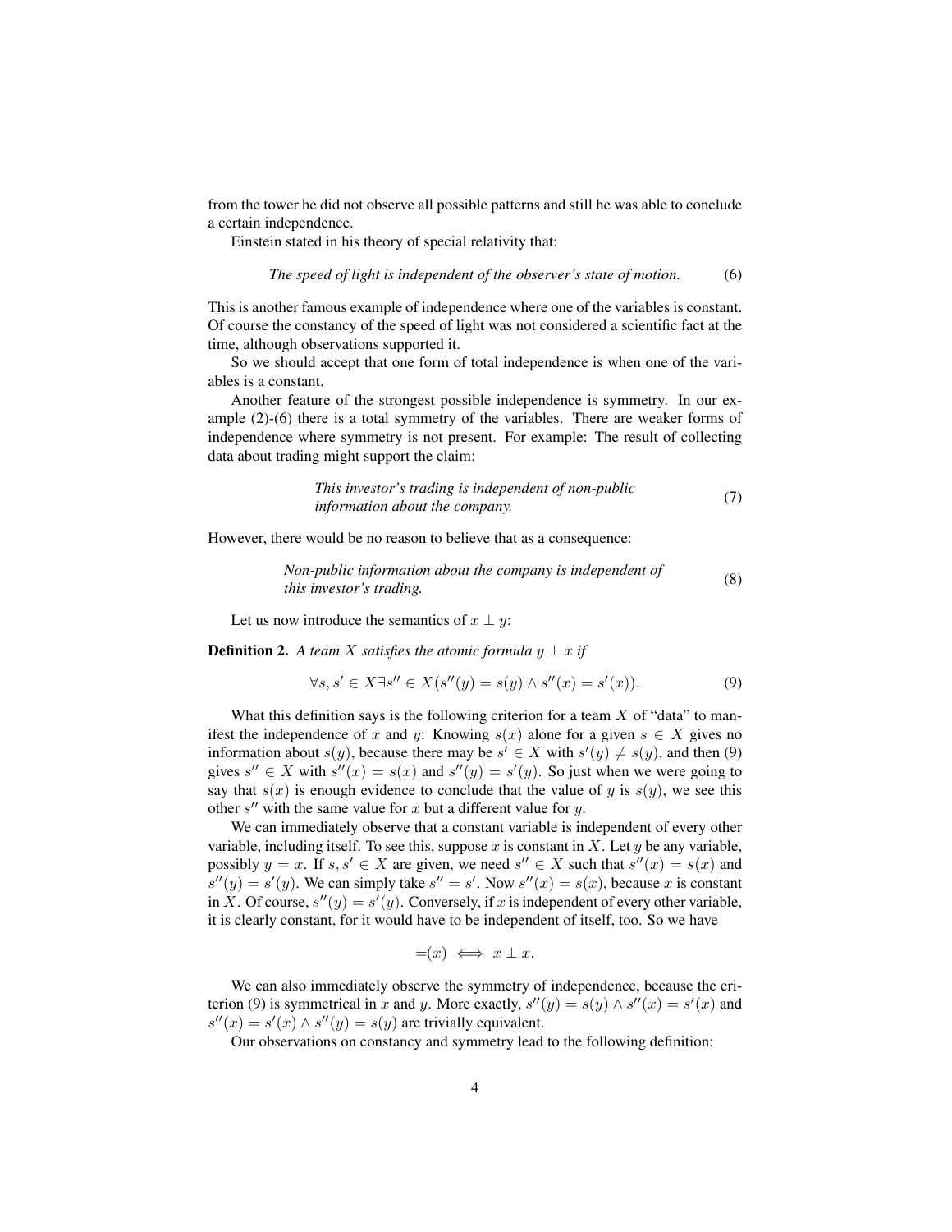from the tower he did not observe all possible patterns and still he was able to conclude a certain independence.

Einstein stated in his theory of special relativity that:

$$\textit{The speed of light is independent of the observer's state of motion.} \tag{6}$$

This is another famous example of independence where one of the variables is constant. Of course the constancy of the speed of light was not considered a scientific fact at the time, although observations supported it.

So we should accept that one form of total independence is when one of the variables is a constant.

Another feature of the strongest possible independence is symmetry. In our example (2)-(6) there is a total symmetry of the variables. There are weaker forms of independence where symmetry is not present. For example: The result of collecting data about trading might support the claim:

*This investor's trading is independent of non-public information about the company.* (7)

However, there would be no reason to believe that as a consequence:

*Non-public information about the company is independent of this investor's trading.* (8)

Let us now introduce the semantics of $x \perp y$:

**Definition 2.** *A team $X$ satisfies the atomic formula $y \perp x$ if*

$$\forall s, s' \in X \exists s'' \in X(s''(y) = s(y) \wedge s''(x) = s'(x)). \tag{9}$$

What this definition says is the following criterion for a team $X$ of "data" to manifest the independence of $x$ and $y$: Knowing $s(x)$ alone for a given $s \in X$ gives no information about $s(y)$, because there may be $s' \in X$ with $s'(y) \neq s(y)$, and then (9) gives $s'' \in X$ with $s''(x) = s(x)$ and $s''(y) = s'(y)$. So just when we were going to say that $s(x)$ is enough evidence to conclude that the value of $y$ is $s(y)$, we see this other $s''$ with the same value for $x$ but a different value for $y$.

We can immediately observe that a constant variable is independent of every other variable, including itself. To see this, suppose $x$ is constant in $X$. Let $y$ be any variable, possibly $y = x$. If $s, s' \in X$ are given, we need $s'' \in X$ such that $s''(x) = s(x)$ and $s''(y) = s'(y)$. We can simply take $s'' = s'$. Now $s''(x) = s(x)$, because $x$ is constant in $X$. Of course, $s''(y) = s'(y)$. Conversely, if $x$ is independent of every other variable, it is clearly constant, for it would have to be independent of itself, too. So we have

$$=(x) \iff x \perp x.$$

We can also immediately observe the symmetry of independence, because the criterion (9) is symmetrical in $x$ and $y$. More exactly, $s''(y) = s(y) \wedge s''(x) = s'(x)$ and $s''(x) = s'(x) \wedge s''(y) = s(y)$ are trivially equivalent.

Our observations on constancy and symmetry lead to the following definition: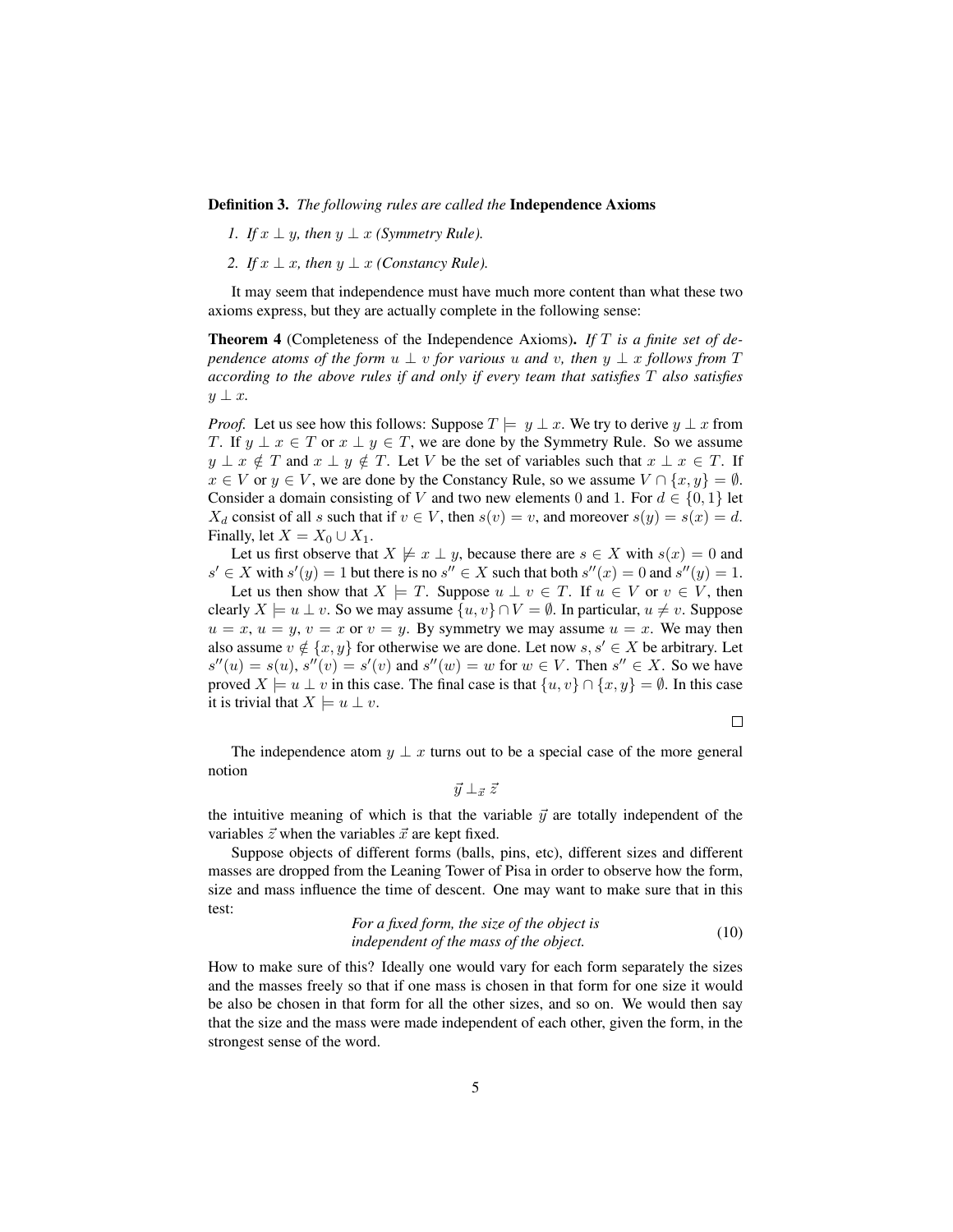**Definition 3.** *The following rules are called the* **Independence Axioms**

1. *If $x \perp y$, then $y \perp x$ (Symmetry Rule).*
2. *If $x \perp x$, then $y \perp x$ (Constancy Rule).*

It may seem that independence must have much more content than what these two axioms express, but they are actually complete in the following sense:

**Theorem 4** (Completeness of the Independence Axioms). *If $T$ is a finite set of dependence atoms of the form $u \perp v$ for various $u$ and $v$, then $y \perp x$ follows from $T$ according to the above rules if and only if every team that satisfies $T$ also satisfies $y \perp x$.*

*Proof.* Let us see how this follows: Suppose $T \models y \perp x$. We try to derive $y \perp x$ from $T$. If $y \perp x \in T$ or $x \perp y \in T$, we are done by the Symmetry Rule. So we assume $y \perp x \notin T$ and $x \perp y \notin T$. Let $V$ be the set of variables such that $x \perp x \in T$. If $x \in V$ or $y \in V$, we are done by the Constancy Rule, so we assume $V \cap \{x, y\} = \emptyset$. Consider a domain consisting of $V$ and two new elements 0 and 1. For $d \in \{0, 1\}$ let $X_d$ consist of all $s$ such that if $v \in V$, then $s(v) = v$, and moreover $s(y) = s(x) = d$. Finally, let $X = X_0 \cup X_1$.

Let us first observe that $X \not\models x \perp y$, because there are $s \in X$ with $s(x) = 0$ and $s' \in X$ with $s'(y) = 1$ but there is no $s'' \in X$ such that both $s''(x) = 0$ and $s''(y) = 1$.

Let us then show that $X \models T$. Suppose $u \perp v \in T$. If $u \in V$ or $v \in V$, then clearly $X \models u \perp v$. So we may assume $\{u, v\} \cap V = \emptyset$. In particular, $u \neq v$. Suppose $u = x$, $u = y$, $v = x$ or $v = y$. By symmetry we may assume $u = x$. We may then also assume $v \notin \{x, y\}$ for otherwise we are done. Let now $s, s' \in X$ be arbitrary. Let $s''(u) = s(u)$, $s''(v) = s'(v)$ and $s''(w) = w$ for $w \in V$. Then $s'' \in X$. So we have proved $X \models u \perp v$ in this case. The final case is that $\{u, v\} \cap \{x, y\} = \emptyset$. In this case it is trivial that $X \models u \perp v$.

□

The independence atom $y \perp x$ turns out to be a special case of the more general notion

$$\vec{y} \perp_{\vec{x}} \vec{z}$$

the intuitive meaning of which is that the variable $\vec{y}$ are totally independent of the variables $\vec{z}$ when the variables $\vec{x}$ are kept fixed.

Suppose objects of different forms (balls, pins, etc), different sizes and different masses are dropped from the Leaning Tower of Pisa in order to observe how the form, size and mass influence the time of descent. One may want to make sure that in this test:

$$\text{\textit{For a fixed form, the size of the object is independent of the mass of the object.}} \tag{10}$$

How to make sure of this? Ideally one would vary for each form separately the sizes and the masses freely so that if one mass is chosen in that form for one size it would be also be chosen in that form for all the other sizes, and so on. We would then say that the size and the mass were made independent of each other, given the form, in the strongest sense of the word.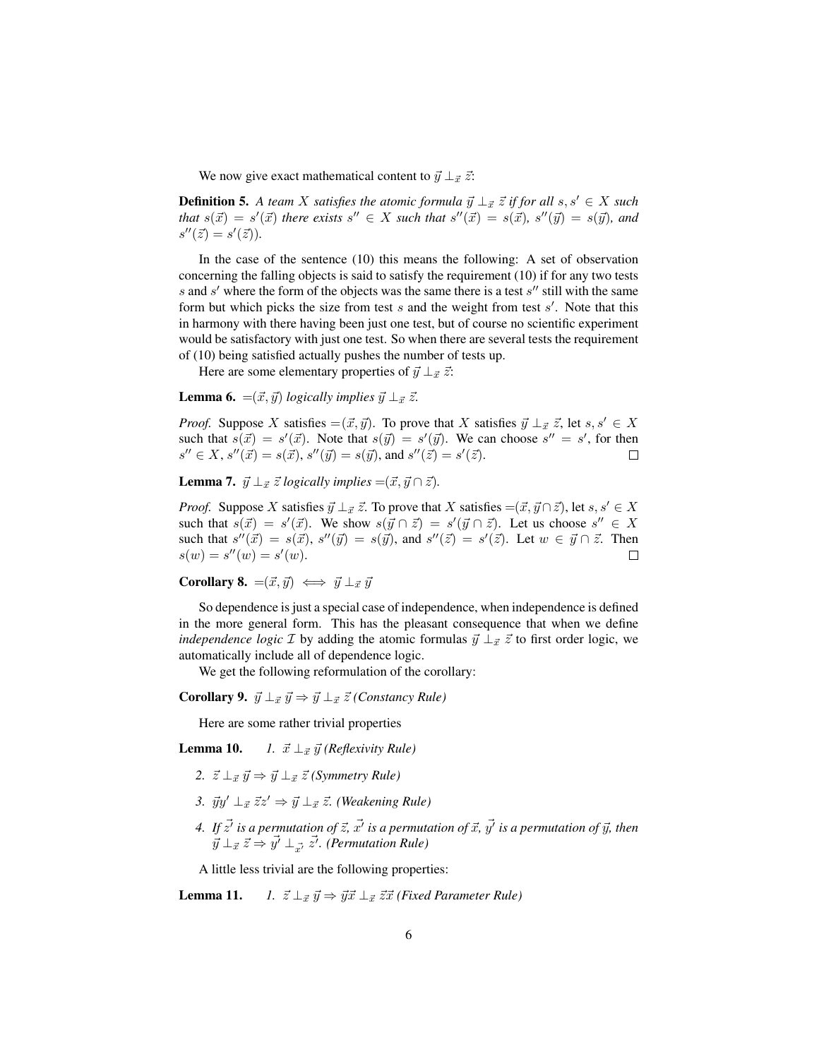We now give exact mathematical content to $\vec{y} \perp_{\vec{x}} \vec{z}$:

**Definition 5.** *A team $X$ satisfies the atomic formula $\vec{y} \perp_{\vec{x}} \vec{z}$ if for all $s, s' \in X$ such that $s(\vec{x}) = s'(\vec{x})$ there exists $s'' \in X$ such that $s''(\vec{x}) = s(\vec{x})$, $s''(\vec{y}) = s(\vec{y})$, and $s''(\vec{z}) = s'(\vec{z})$).*

In the case of the sentence (10) this means the following: A set of observation concerning the falling objects is said to satisfy the requirement (10) if for any two tests $s$ and $s'$ where the form of the objects was the same there is a test $s''$ still with the same form but which picks the size from test $s$ and the weight from test $s'$. Note that this in harmony with there having been just one test, but of course no scientific experiment would be satisfactory with just one test. So when there are several tests the requirement of (10) being satisfied actually pushes the number of tests up.

Here are some elementary properties of $\vec{y} \perp_{\vec{x}} \vec{z}$:

**Lemma 6.** *$=(\vec{x}, \vec{y})$ logically implies $\vec{y} \perp_{\vec{x}} \vec{z}$.*

*Proof.* Suppose $X$ satisfies $=(\vec{x}, \vec{y})$. To prove that $X$ satisfies $\vec{y} \perp_{\vec{x}} \vec{z}$, let $s, s' \in X$ such that $s(\vec{x}) = s'(\vec{x})$. Note that $s(\vec{y}) = s'(\vec{y})$. We can choose $s'' = s'$, for then $s'' \in X$, $s''(\vec{x}) = s(\vec{x})$, $s''(\vec{y}) = s(\vec{y})$, and $s''(\vec{z}) = s'(\vec{z})$. □

**Lemma 7.** *$\vec{y} \perp_{\vec{x}} \vec{z}$ logically implies $=(\vec{x}, \vec{y} \cap \vec{z})$.*

*Proof.* Suppose $X$ satisfies $\vec{y} \perp_{\vec{x}} \vec{z}$. To prove that $X$ satisfies $=(\vec{x}, \vec{y} \cap \vec{z})$, let $s, s' \in X$ such that $s(\vec{x}) = s'(\vec{x})$. We show $s(\vec{y} \cap \vec{z}) = s'(\vec{y} \cap \vec{z})$. Let us choose $s'' \in X$ such that $s''(\vec{x}) = s(\vec{x})$, $s''(\vec{y}) = s(\vec{y})$, and $s''(\vec{z}) = s'(\vec{z})$. Let $w \in \vec{y} \cap \vec{z}$. Then $s(w) = s''(w) = s'(w)$. □

**Corollary 8.** $=(\vec{x}, \vec{y}) \iff \vec{y} \perp_{\vec{x}} \vec{y}$

So dependence is just a special case of independence, when independence is defined in the more general form. This has the pleasant consequence that when we define *independence logic* $\mathcal{I}$ by adding the atomic formulas $\vec{y} \perp_{\vec{x}} \vec{z}$ to first order logic, we automatically include all of dependence logic.

We get the following reformulation of the corollary:

**Corollary 9.** *$\vec{y} \perp_{\vec{x}} \vec{y} \Rightarrow \vec{y} \perp_{\vec{x}} \vec{z}$ (Constancy Rule)*

Here are some rather trivial properties

**Lemma 10.**

1. *$\vec{x} \perp_{\vec{x}} \vec{y}$ (Reflexivity Rule)*
2. *$\vec{z} \perp_{\vec{x}} \vec{y} \Rightarrow \vec{y} \perp_{\vec{x}} \vec{z}$ (Symmetry Rule)*
3. *$\vec{y}\vec{y}' \perp_{\vec{x}} \vec{z}\vec{z}' \Rightarrow \vec{y} \perp_{\vec{x}} \vec{z}$. (Weakening Rule)*
4. *If $\vec{z'}$ is a permutation of $\vec{z}$, $\vec{x'}$ is a permutation of $\vec{x}$, $\vec{y'}$ is a permutation of $\vec{y}$, then $\vec{y} \perp_{\vec{x}} \vec{z} \Rightarrow \vec{y'} \perp_{\vec{x'}} \vec{z'}$. (Permutation Rule)*

A little less trivial are the following properties:

**Lemma 11.**

1. *$\vec{z} \perp_{\vec{x}} \vec{y} \Rightarrow \vec{y}\vec{x} \perp_{\vec{x}} \vec{z}\vec{x}$ (Fixed Parameter Rule)*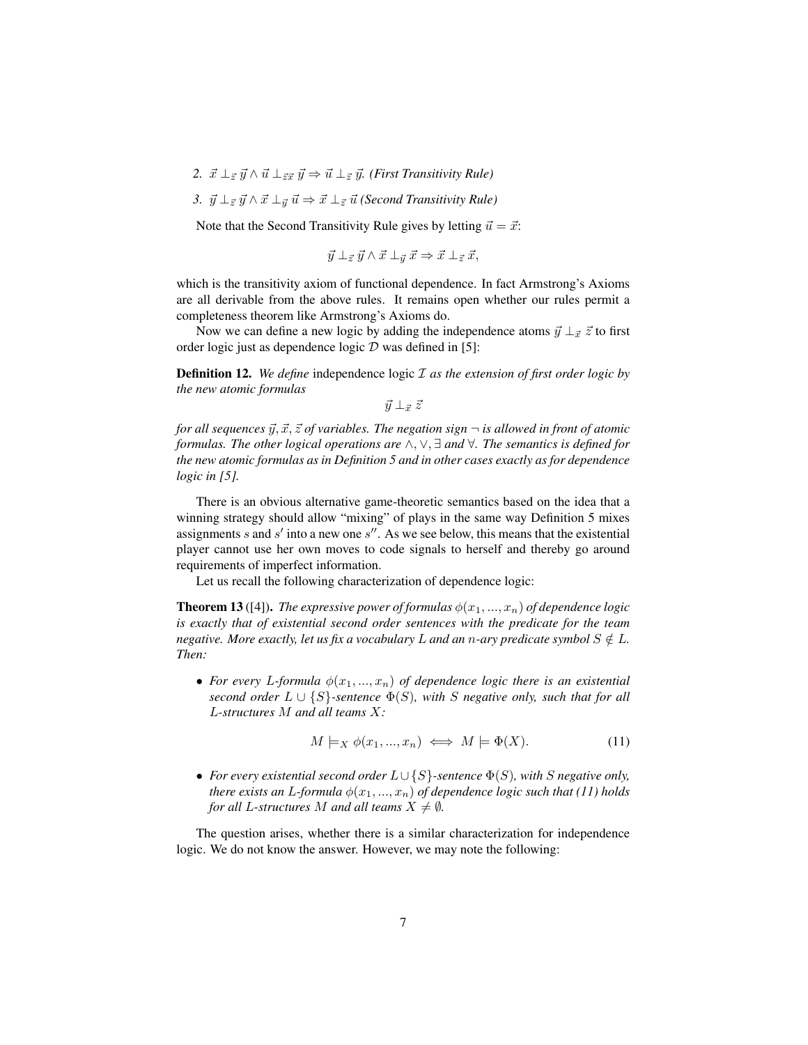2. $\vec{x} \perp_{\vec{z}} \vec{y} \wedge \vec{u} \perp_{\vec{z}\vec{x}} \vec{y} \Rightarrow \vec{u} \perp_{\vec{z}} \vec{y}$. *(First Transitivity Rule)*
3. $\vec{y} \perp_{\vec{z}} \vec{y} \wedge \vec{x} \perp_{\vec{y}} \vec{u} \Rightarrow \vec{x} \perp_{\vec{z}} \vec{u}$ *(Second Transitivity Rule)*

Note that the Second Transitivity Rule gives by letting $\vec{u} = \vec{x}$:

$$\vec{y} \perp_{\vec{z}} \vec{y} \wedge \vec{x} \perp_{\vec{y}} \vec{x} \Rightarrow \vec{x} \perp_{\vec{z}} \vec{x},$$

which is the transitivity axiom of functional dependence. In fact Armstrong's Axioms are all derivable from the above rules. It remains open whether our rules permit a completeness theorem like Armstrong's Axioms do.

Now we can define a new logic by adding the independence atoms $\vec{y} \perp_{\vec{x}} \vec{z}$ to first order logic just as dependence logic $\mathcal{D}$ was defined in [5]:

**Definition 12.** *We define* independence logic $\mathcal{I}$ *as the extension of first order logic by the new atomic formulas*

$$\vec{y} \perp_{\vec{x}} \vec{z}$$

*for all sequences $\vec{y}, \vec{x}, \vec{z}$ of variables. The negation sign $\neg$ is allowed in front of atomic formulas. The other logical operations are $\wedge, \vee, \exists$ and $\forall$. The semantics is defined for the new atomic formulas as in Definition 5 and in other cases exactly as for dependence logic in [5].*

There is an obvious alternative game-theoretic semantics based on the idea that a winning strategy should allow "mixing" of plays in the same way Definition 5 mixes assignments $s$ and $s'$ into a new one $s''$. As we see below, this means that the existential player cannot use her own moves to code signals to herself and thereby go around requirements of imperfect information.

Let us recall the following characterization of dependence logic:

**Theorem 13** ([4])**.** *The expressive power of formulas $\phi(x_1, ..., x_n)$ of dependence logic is exactly that of existential second order sentences with the predicate for the team negative. More exactly, let us fix a vocabulary $L$ and an $n$-ary predicate symbol $S \notin L$. Then:*

- *For every $L$-formula $\phi(x_1, ..., x_n)$ of dependence logic there is an existential second order $L \cup \{S\}$-sentence $\Phi(S)$, with $S$ negative only, such that for all $L$-structures $M$ and all teams $X$:*

$$M \models_X \phi(x_1, ..., x_n) \iff M \models \Phi(X). \qquad (11)$$

- *For every existential second order $L \cup \{S\}$-sentence $\Phi(S)$, with $S$ negative only, there exists an $L$-formula $\phi(x_1, ..., x_n)$ of dependence logic such that (11) holds for all $L$-structures $M$ and all teams $X \neq \emptyset$.*

The question arises, whether there is a similar characterization for independence logic. We do not know the answer. However, we may note the following: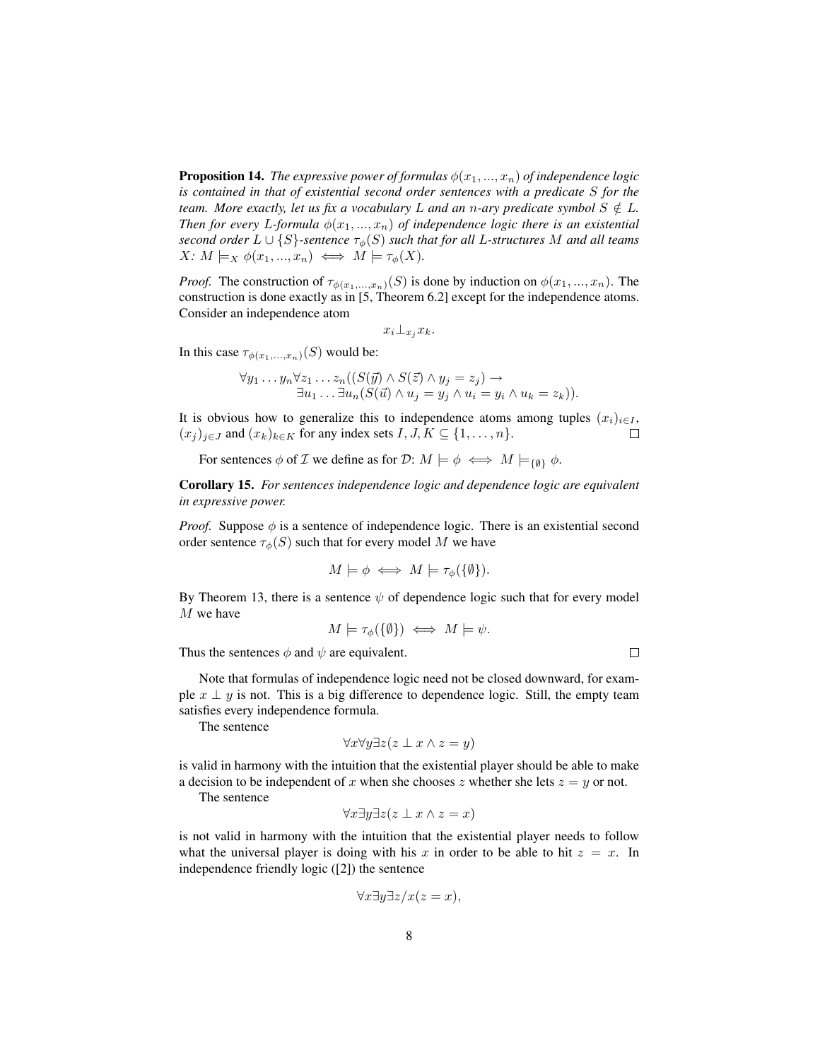**Proposition 14.** *The expressive power of formulas $\phi(x_1, ..., x_n)$ of independence logic is contained in that of existential second order sentences with a predicate $S$ for the team. More exactly, let us fix a vocabulary $L$ and an $n$-ary predicate symbol $S \notin L$. Then for every $L$-formula $\phi(x_1, ..., x_n)$ of independence logic there is an existential second order $L \cup \{S\}$-sentence $\tau_\phi(S)$ such that for all $L$-structures $M$ and all teams $X$: $M \models_X \phi(x_1, ..., x_n) \iff M \models \tau_\phi(X)$.*

*Proof.* The construction of $\tau_{\phi(x_1,...,x_n)}(S)$ is done by induction on $\phi(x_1, ..., x_n)$. The construction is done exactly as in [5, Theorem 6.2] except for the independence atoms. Consider an independence atom

$$x_i \bot_{x_j} x_k.$$

In this case $\tau_{\phi(x_1,...,x_n)}(S)$ would be:

$$\begin{aligned}\forall y_1 \dots y_n \forall z_1 \dots z_n ((S(\vec{y}) \wedge S(\vec{z}) \wedge y_j = z_j) \rightarrow \\ \exists u_1 \dots \exists u_n (S(\vec{u}) \wedge u_j = y_j \wedge u_i = y_i \wedge u_k = z_k)).\end{aligned}$$

It is obvious how to generalize this to independence atoms among tuples $(x_i)_{i \in I}$, $(x_j)_{j \in J}$ and $(x_k)_{k \in K}$ for any index sets $I, J, K \subseteq \{1, \dots, n\}$. □

For sentences $\phi$ of $\mathcal{I}$ we define as for $\mathcal{D}$: $M \models \phi \iff M \models_{\{\emptyset\}} \phi$.

**Corollary 15.** *For sentences independence logic and dependence logic are equivalent in expressive power.*

*Proof.* Suppose $\phi$ is a sentence of independence logic. There is an existential second order sentence $\tau_\phi(S)$ such that for every model $M$ we have

$$M \models \phi \iff M \models \tau_\phi(\{\emptyset\}).$$

By Theorem 13, there is a sentence $\psi$ of dependence logic such that for every model $M$ we have

$$M \models \tau_\phi(\{\emptyset\}) \iff M \models \psi.$$

Thus the sentences $\phi$ and $\psi$ are equivalent. □

Note that formulas of independence logic need not be closed downward, for example $x \perp y$ is not. This is a big difference to dependence logic. Still, the empty team satisfies every independence formula.

The sentence

$$\forall x \forall y \exists z (z \perp x \wedge z = y)$$

is valid in harmony with the intuition that the existential player should be able to make a decision to be independent of $x$ when she chooses $z$ whether she lets $z = y$ or not.

The sentence

$$\forall x \exists y \exists z (z \perp x \wedge z = x)$$

is not valid in harmony with the intuition that the existential player needs to follow what the universal player is doing with his $x$ in order to be able to hit $z = x$. In independence friendly logic ([2]) the sentence

$$\forall x \exists y \exists z / x (z = x),$$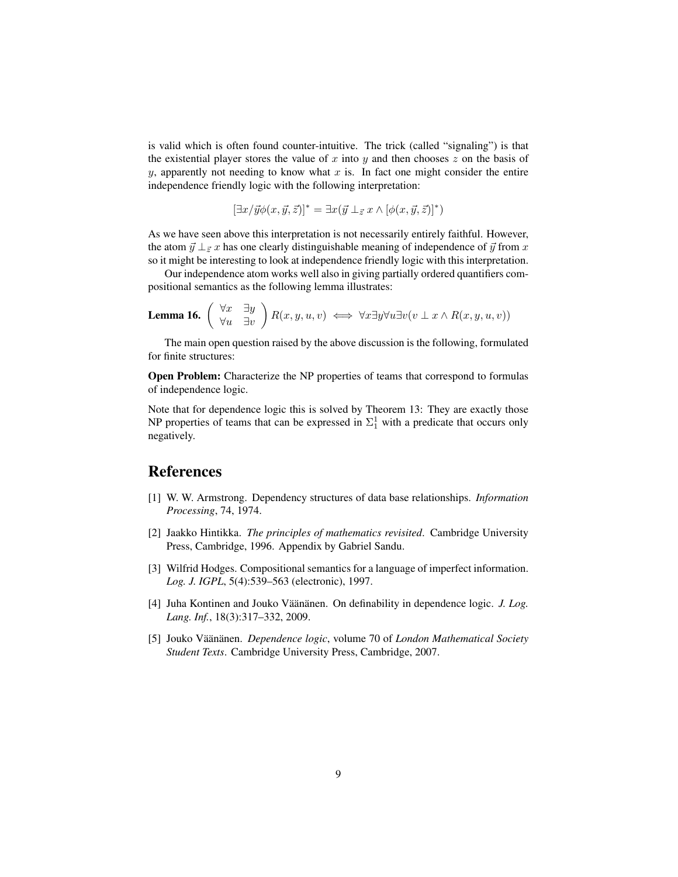is valid which is often found counter-intuitive. The trick (called "signaling") is that the existential player stores the value of $x$ into $y$ and then chooses $z$ on the basis of $y$, apparently not needing to know what $x$ is. In fact one might consider the entire independence friendly logic with the following interpretation:

$$[\exists x/\vec{y}\phi(x,\vec{y},\vec{z})]^* = \exists x(\vec{y} \perp_{\vec{z}} x \wedge [\phi(x,\vec{y},\vec{z})]^*)$$

As we have seen above this interpretation is not necessarily entirely faithful. However, the atom $\vec{y} \perp_{\vec{z}} x$ has one clearly distinguishable meaning of independence of $\vec{y}$ from $x$ so it might be interesting to look at independence friendly logic with this interpretation.

Our independence atom works well also in giving partially ordered quantifiers compositional semantics as the following lemma illustrates:

**Lemma 16.** $\begin{pmatrix} \forall x & \exists y \\ \forall u & \exists v \end{pmatrix} R(x,y,u,v) \iff \forall x \exists y \forall u \exists v(v \perp x \wedge R(x,y,u,v))$

The main open question raised by the above discussion is the following, formulated for finite structures:

**Open Problem:** Characterize the NP properties of teams that correspond to formulas of independence logic.

Note that for dependence logic this is solved by Theorem 13: They are exactly those NP properties of teams that can be expressed in $\Sigma^1_1$ with a predicate that occurs only negatively.

## References

[1] W. W. Armstrong. Dependency structures of data base relationships. *Information Processing*, 74, 1974.

[2] Jaakko Hintikka. *The principles of mathematics revisited*. Cambridge University Press, Cambridge, 1996. Appendix by Gabriel Sandu.

[3] Wilfrid Hodges. Compositional semantics for a language of imperfect information. *Log. J. IGPL*, 5(4):539–563 (electronic), 1997.

[4] Juha Kontinen and Jouko Väänänen. On definability in dependence logic. *J. Log. Lang. Inf.*, 18(3):317–332, 2009.

[5] Jouko Väänänen. *Dependence logic*, volume 70 of *London Mathematical Society Student Texts*. Cambridge University Press, Cambridge, 2007.